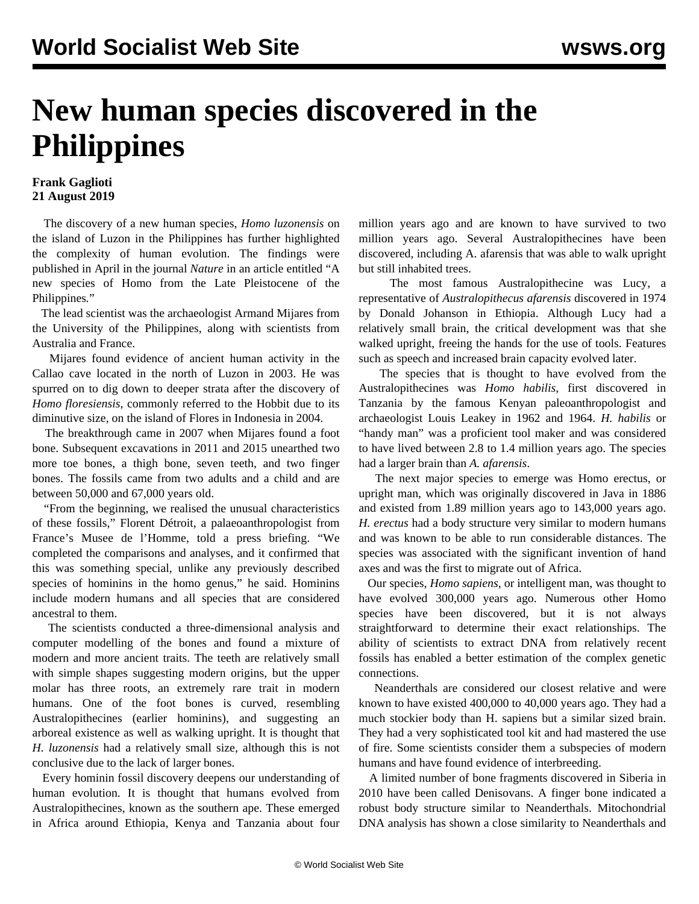# New human species discovered in the Philippines

**Frank Gaglioti**
**21 August 2019**

The discovery of a new human species, *Homo luzonensis* on the island of Luzon in the Philippines has further highlighted the complexity of human evolution. The findings were published in April in the journal *Nature* in an article entitled "A new species of Homo from the Late Pleistocene of the Philippines."

The lead scientist was the archaeologist Armand Mijares from the University of the Philippines, along with scientists from Australia and France.

Mijares found evidence of ancient human activity in the Callao cave located in the north of Luzon in 2003. He was spurred on to dig down to deeper strata after the discovery of *Homo floresiensis*, commonly referred to the Hobbit due to its diminutive size, on the island of Flores in Indonesia in 2004.

The breakthrough came in 2007 when Mijares found a foot bone. Subsequent excavations in 2011 and 2015 unearthed two more toe bones, a thigh bone, seven teeth, and two finger bones. The fossils came from two adults and a child and are between 50,000 and 67,000 years old.

"From the beginning, we realised the unusual characteristics of these fossils," Florent Détroit, a palaeoanthropologist from France's Musee de l'Homme, told a press briefing. "We completed the comparisons and analyses, and it confirmed that this was something special, unlike any previously described species of hominins in the homo genus," he said. Hominins include modern humans and all species that are considered ancestral to them.

The scientists conducted a three-dimensional analysis and computer modelling of the bones and found a mixture of modern and more ancient traits. The teeth are relatively small with simple shapes suggesting modern origins, but the upper molar has three roots, an extremely rare trait in modern humans. One of the foot bones is curved, resembling Australopithecines (earlier hominins), and suggesting an arboreal existence as well as walking upright. It is thought that *H. luzonensis* had a relatively small size, although this is not conclusive due to the lack of larger bones.

Every hominin fossil discovery deepens our understanding of human evolution. It is thought that humans evolved from Australopithecines, known as the southern ape. These emerged in Africa around Ethiopia, Kenya and Tanzania about four million years ago and are known to have survived to two million years ago. Several Australopithecines have been discovered, including A. afarensis that was able to walk upright but still inhabited trees.

The most famous Australopithecine was Lucy, a representative of *Australopithecus afarensis* discovered in 1974 by Donald Johanson in Ethiopia. Although Lucy had a relatively small brain, the critical development was that she walked upright, freeing the hands for the use of tools. Features such as speech and increased brain capacity evolved later.

The species that is thought to have evolved from the Australopithecines was *Homo habilis,* first discovered in Tanzania by the famous Kenyan paleoanthropologist and archaeologist Louis Leakey in 1962 and 1964. *H. habilis* or "handy man" was a proficient tool maker and was considered to have lived between 2.8 to 1.4 million years ago. The species had a larger brain than *A. afarensis*.

The next major species to emerge was Homo erectus, or upright man, which was originally discovered in Java in 1886 and existed from 1.89 million years ago to 143,000 years ago. *H. erectus* had a body structure very similar to modern humans and was known to be able to run considerable distances. The species was associated with the significant invention of hand axes and was the first to migrate out of Africa.

Our species, *Homo sapiens,* or intelligent man, was thought to have evolved 300,000 years ago. Numerous other Homo species have been discovered, but it is not always straightforward to determine their exact relationships. The ability of scientists to extract DNA from relatively recent fossils has enabled a better estimation of the complex genetic connections.

Neanderthals are considered our closest relative and were known to have existed 400,000 to 40,000 years ago. They had a much stockier body than H. sapiens but a similar sized brain. They had a very sophisticated tool kit and had mastered the use of fire. Some scientists consider them a subspecies of modern humans and have found evidence of interbreeding.

A limited number of bone fragments discovered in Siberia in 2010 have been called Denisovans. A finger bone indicated a robust body structure similar to Neanderthals. Mitochondrial DNA analysis has shown a close similarity to Neanderthals and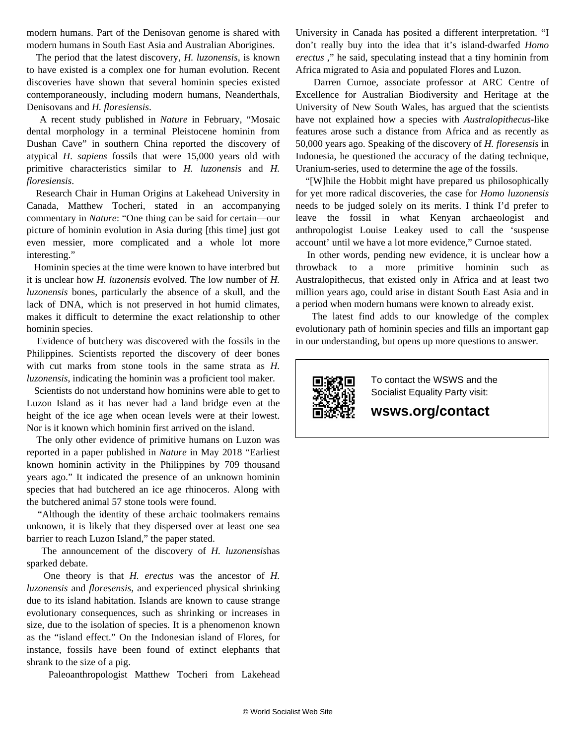modern humans. Part of the Denisovan genome is shared with modern humans in South East Asia and Australian Aborigines.

The period that the latest discovery, *H. luzonensis*, is known to have existed is a complex one for human evolution. Recent discoveries have shown that several hominin species existed contemporaneously, including modern humans, Neanderthals, Denisovans and *H. floresiensis*.

A recent study published in *Nature* in February, "Mosaic dental morphology in a terminal Pleistocene hominin from Dushan Cave" in southern China reported the discovery of atypical *H. sapiens* fossils that were 15,000 years old with primitive characteristics similar to *H. luzonensis* and *H. floresiensis*.

Research Chair in Human Origins at Lakehead University in Canada, Matthew Tocheri, stated in an accompanying commentary in *Nature*: "One thing can be said for certain—our picture of hominin evolution in Asia during [this time] just got even messier, more complicated and a whole lot more interesting."

Hominin species at the time were known to have interbred but it is unclear how *H. luzonensis* evolved. The low number of *H. luzonensis* bones, particularly the absence of a skull, and the lack of DNA, which is not preserved in hot humid climates, makes it difficult to determine the exact relationship to other hominin species.

Evidence of butchery was discovered with the fossils in the Philippines. Scientists reported the discovery of deer bones with cut marks from stone tools in the same strata as *H. luzonensis*, indicating the hominin was a proficient tool maker.

Scientists do not understand how hominins were able to get to Luzon Island as it has never had a land bridge even at the height of the ice age when ocean levels were at their lowest. Nor is it known which hominin first arrived on the island.

The only other evidence of primitive humans on Luzon was reported in a paper published in *Nature* in May 2018 "Earliest known hominin activity in the Philippines by 709 thousand years ago." It indicated the presence of an unknown hominin species that had butchered an ice age rhinoceros. Along with the butchered animal 57 stone tools were found.

"Although the identity of these archaic toolmakers remains unknown, it is likely that they dispersed over at least one sea barrier to reach Luzon Island," the paper stated.

The announcement of the discovery of *H. luzonensis*has sparked debate.

One theory is that *H. erectus* was the ancestor of *H. luzonensis* and *floresensis*, and experienced physical shrinking due to its island habitation. Islands are known to cause strange evolutionary consequences, such as shrinking or increases in size, due to the isolation of species. It is a phenomenon known as the "island effect." On the Indonesian island of Flores, for instance, fossils have been found of extinct elephants that shrank to the size of a pig.

Paleoanthropologist Matthew Tocheri from Lakehead University in Canada has posited a different interpretation. "I don't really buy into the idea that it's island-dwarfed *Homo erectus* ," he said, speculating instead that a tiny hominin from Africa migrated to Asia and populated Flores and Luzon.

Darren Curnoe, associate professor at ARC Centre of Excellence for Australian Biodiversity and Heritage at the University of New South Wales, has argued that the scientists have not explained how a species with *Australopithecus*-like features arose such a distance from Africa and as recently as 50,000 years ago. Speaking of the discovery of *H. floresensis* in Indonesia, he questioned the accuracy of the dating technique, Uranium-series, used to determine the age of the fossils.

"[W]hile the Hobbit might have prepared us philosophically for yet more radical discoveries, the case for *Homo luzonensis* needs to be judged solely on its merits. I think I'd prefer to leave the fossil in what Kenyan archaeologist and anthropologist Louise Leakey used to call the 'suspense account' until we have a lot more evidence," Curnoe stated.

In other words, pending new evidence, it is unclear how a throwback to a more primitive hominin such as Australopithecus, that existed only in Africa and at least two million years ago, could arise in distant South East Asia and in a period when modern humans were known to already exist.

The latest find adds to our knowledge of the complex evolutionary path of hominin species and fills an important gap in our understanding, but opens up more questions to answer.

To contact the WSWS and the Socialist Equality Party visit:

**wsws.org/contact**